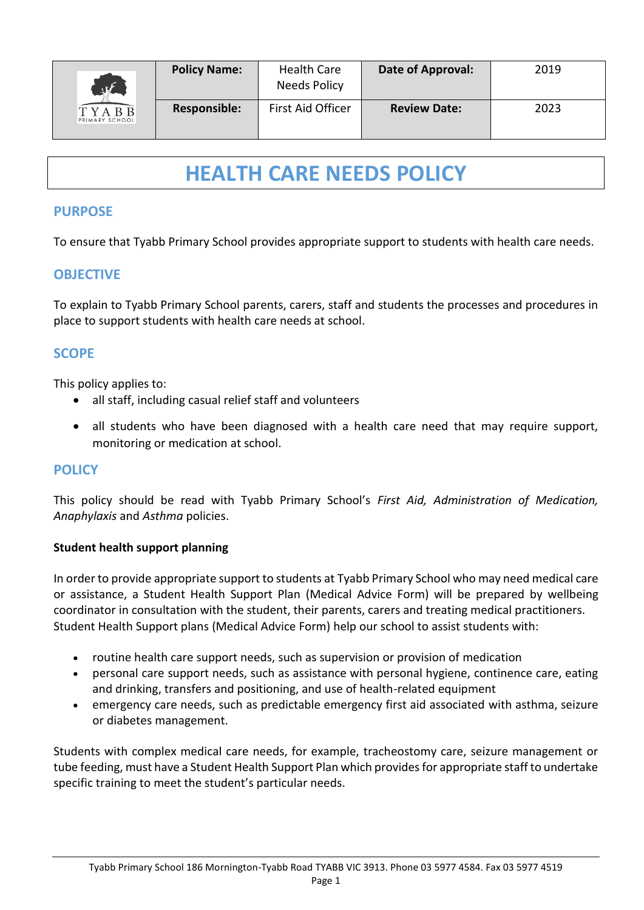| | Policy Name: | Health Care Needs Policy | Date of Approval: | 2019 |
|---|---|---|---|---|
| TYABB PRIMARY SCHOOL | Responsible: | First Aid Officer | Review Date: | 2023 |

# HEALTH CARE NEEDS POLICY

## PURPOSE

To ensure that Tyabb Primary School provides appropriate support to students with health care needs.

## OBJECTIVE

To explain to Tyabb Primary School parents, carers, staff and students the processes and procedures in place to support students with health care needs at school.

## SCOPE

This policy applies to:

- all staff, including casual relief staff and volunteers
- all students who have been diagnosed with a health care need that may require support, monitoring or medication at school.

## POLICY

This policy should be read with Tyabb Primary School's *First Aid, Administration of Medication, Anaphylaxis* and *Asthma* policies.

**Student health support planning**

In order to provide appropriate support to students at Tyabb Primary School who may need medical care or assistance, a Student Health Support Plan (Medical Advice Form) will be prepared by wellbeing coordinator in consultation with the student, their parents, carers and treating medical practitioners. Student Health Support plans (Medical Advice Form) help our school to assist students with:

- routine health care support needs, such as supervision or provision of medication
- personal care support needs, such as assistance with personal hygiene, continence care, eating and drinking, transfers and positioning, and use of health-related equipment
- emergency care needs, such as predictable emergency first aid associated with asthma, seizure or diabetes management.

Students with complex medical care needs, for example, tracheostomy care, seizure management or tube feeding, must have a Student Health Support Plan which provides for appropriate staff to undertake specific training to meet the student's particular needs.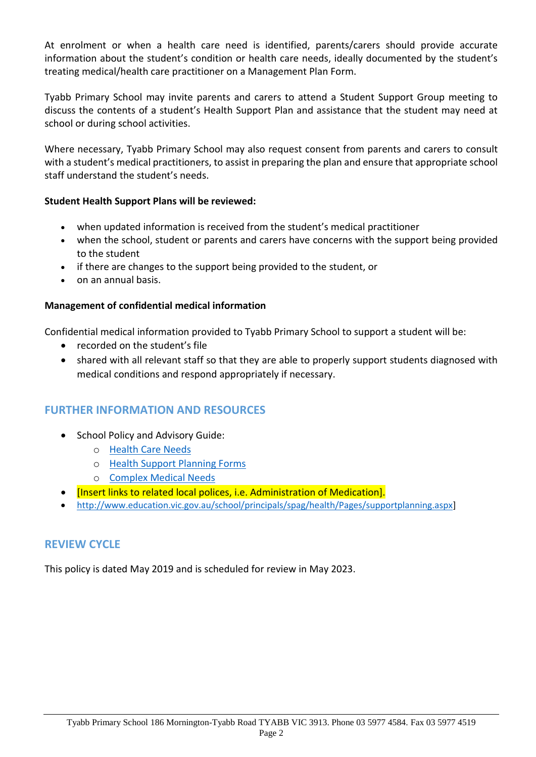At enrolment or when a health care need is identified, parents/carers should provide accurate information about the student's condition or health care needs, ideally documented by the student's treating medical/health care practitioner on a Management Plan Form.

Tyabb Primary School may invite parents and carers to attend a Student Support Group meeting to discuss the contents of a student's Health Support Plan and assistance that the student may need at school or during school activities.

Where necessary, Tyabb Primary School may also request consent from parents and carers to consult with a student's medical practitioners, to assist in preparing the plan and ensure that appropriate school staff understand the student's needs.

**Student Health Support Plans will be reviewed:**

- when updated information is received from the student's medical practitioner
- when the school, student or parents and carers have concerns with the support being provided to the student
- if there are changes to the support being provided to the student, or
- on an annual basis.

**Management of confidential medical information**

Confidential medical information provided to Tyabb Primary School to support a student will be:

- recorded on the student's file
- shared with all relevant staff so that they are able to properly support students diagnosed with medical conditions and respond appropriately if necessary.

## FURTHER INFORMATION AND RESOURCES

- School Policy and Advisory Guide:
  - Health Care Needs
  - Health Support Planning Forms
  - Complex Medical Needs
- [Insert links to related local polices, i.e. Administration of Medication].
- http://www.education.vic.gov.au/school/principals/spag/health/Pages/supportplanning.aspx]

## REVIEW CYCLE

This policy is dated May 2019 and is scheduled for review in May 2023.